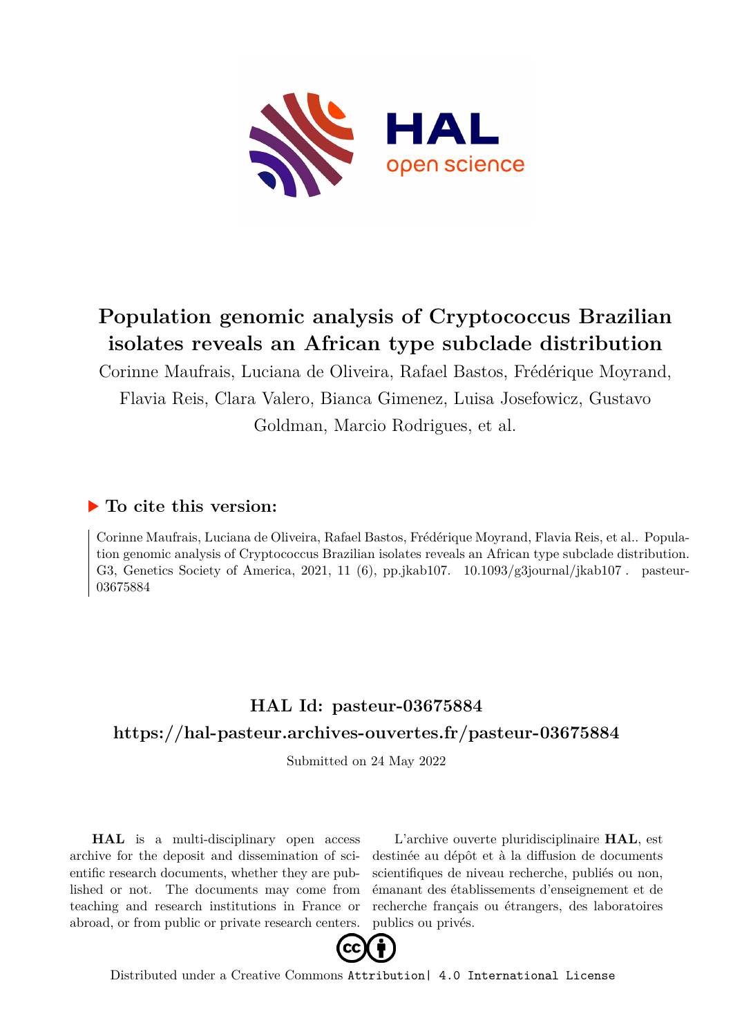# Population genomic analysis of Cryptococcus Brazilian isolates reveals an African type subclade distribution

Corinne Maufrais, Luciana de Oliveira, Rafael Bastos, Frédérique Moyrand, Flavia Reis, Clara Valero, Bianca Gimenez, Luisa Josefowicz, Gustavo Goldman, Marcio Rodrigues, et al.

## ▶ To cite this version:

Corinne Maufrais, Luciana de Oliveira, Rafael Bastos, Frédérique Moyrand, Flavia Reis, et al.. Population genomic analysis of Cryptococcus Brazilian isolates reveals an African type subclade distribution. G3, Genetics Society of America, 2021, 11 (6), pp.jkab107. 10.1093/g3journal/jkab107 . pasteur-03675884

## HAL Id: pasteur-03675884
## https://hal-pasteur.archives-ouvertes.fr/pasteur-03675884

Submitted on 24 May 2022

**HAL** is a multi-disciplinary open access archive for the deposit and dissemination of scientific research documents, whether they are published or not. The documents may come from teaching and research institutions in France or abroad, or from public or private research centers.

L'archive ouverte pluridisciplinaire **HAL**, est destinée au dépôt et à la diffusion de documents scientifiques de niveau recherche, publiés ou non, émanant des établissements d'enseignement et de recherche français ou étrangers, des laboratoires publics ou privés.

Distributed under a Creative Commons Attribution| 4.0 International License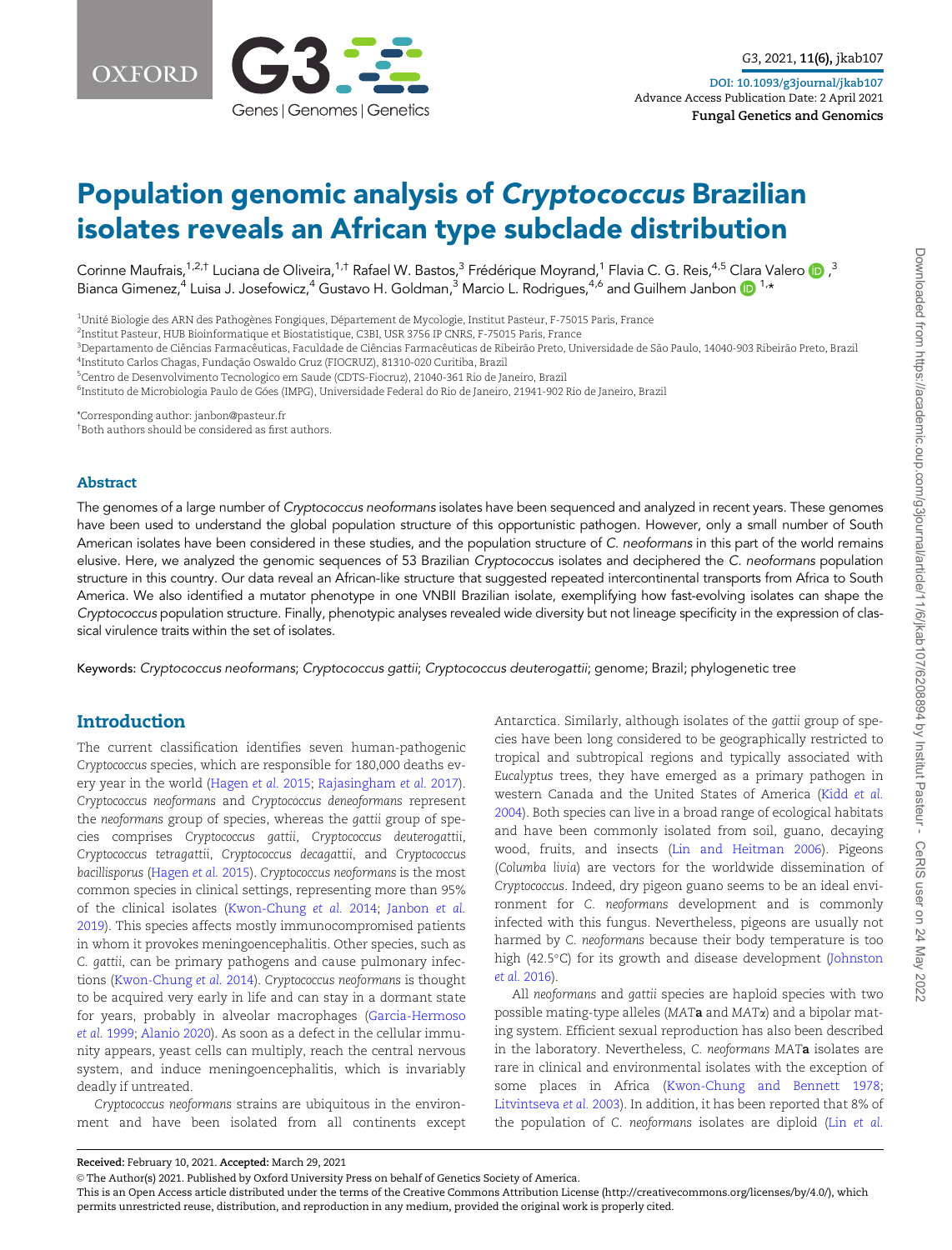# Population genomic analysis of *Cryptococcus* Brazilian isolates reveals an African type subclade distribution

Corinne Maufrais,[1,2,†] Luciana de Oliveira,[1,†] Rafael W. Bastos,[3] Frédérique Moyrand,[1] Flavia C. G. Reis,[4,5] Clara Valero,[3] Bianca Gimenez,[4] Luisa J. Josefowicz,[4] Gustavo H. Goldman,[3] Marcio L. Rodrigues,[4,6] and Guilhem Janbon[1,*]

[1]Unité Biologie des ARN des Pathogènes Fongiques, Département de Mycologie, Institut Pasteur, F-75015 Paris, France
[2]Institut Pasteur, HUB Bioinformatique et Biostatistique, C3BI, USR 3756 IP CNRS, F-75015 Paris, France
[3]Departamento de Ciências Farmacêuticas, Faculdade de Ciências Farmacêuticas de Ribeirão Preto, Universidade de São Paulo, 14040-903 Ribeirão Preto, Brazil
[4]Instituto Carlos Chagas, Fundação Oswaldo Cruz (FIOCRUZ), 81310-020 Curitiba, Brazil
[5]Centro de Desenvolvimento Tecnologico em Saude (CDTS-Fiocruz), 21040-361 Rio de Janeiro, Brazil
[6]Instituto de Microbiologia Paulo de Góes (IMPG), Universidade Federal do Rio de Janeiro, 21941-902 Rio de Janeiro, Brazil

*Corresponding author: janbon@pasteur.fr
†Both authors should be considered as first authors.

## Abstract

The genomes of a large number of *Cryptococcus neoformans* isolates have been sequenced and analyzed in recent years. These genomes have been used to understand the global population structure of this opportunistic pathogen. However, only a small number of South American isolates have been considered in these studies, and the population structure of *C. neoformans* in this part of the world remains elusive. Here, we analyzed the genomic sequences of 53 Brazilian *Cryptococcus* isolates and deciphered the *C. neoformans* population structure in this country. Our data reveal an African-like structure that suggested repeated intercontinental transports from Africa to South America. We also identified a mutator phenotype in one VNBII Brazilian isolate, exemplifying how fast-evolving isolates can shape the *Cryptococcus* population structure. Finally, phenotypic analyses revealed wide diversity but not lineage specificity in the expression of classical virulence traits within the set of isolates.

Keywords: *Cryptococcus neoformans*; *Cryptococcus gattii*; *Cryptococcus deuterogattii*; genome; Brazil; phylogenetic tree

## Introduction

The current classification identifies seven human-pathogenic *Cryptococcus* species, which are responsible for 180,000 deaths every year in the world (Hagen *et al.* 2015; Rajasingham *et al.* 2017). *Cryptococcus neoformans* and *Cryptococcus deneoformans* represent the *neoformans* group of species, whereas the *gattii* group of species comprises *Cryptococcus gattii*, *Cryptococcus deuterogattii*, *Cryptococcus tetragattii*, *Cryptococcus decagattii*, and *Cryptococcus bacillisporus* (Hagen *et al.* 2015). *Cryptococcus neoformans* is the most common species in clinical settings, representing more than 95% of the clinical isolates (Kwon-Chung *et al.* 2014; Janbon *et al.* 2019). This species affects mostly immunocompromised patients in whom it provokes meningoencephalitis. Other species, such as *C. gattii*, can be primary pathogens and cause pulmonary infections (Kwon-Chung *et al.* 2014). *Cryptococcus neoformans* is thought to be acquired very early in life and can stay in a dormant state for years, probably in alveolar macrophages (Garcia-Hermoso *et al.* 1999; Alanio 2020). As soon as a defect in the cellular immunity appears, yeast cells can multiply, reach the central nervous system, and induce meningoencephalitis, which is invariably deadly if untreated.

*Cryptococcus neoformans* strains are ubiquitous in the environment and have been isolated from all continents except Antarctica. Similarly, although isolates of the *gattii* group of species have been long considered to be geographically restricted to tropical and subtropical regions and typically associated with *Eucalyptus* trees, they have emerged as a primary pathogen in western Canada and the United States of America (Kidd *et al.* 2004). Both species can live in a broad range of ecological habitats and have been commonly isolated from soil, guano, decaying wood, fruits, and insects (Lin and Heitman 2006). Pigeons (*Columba livia*) are vectors for the worldwide dissemination of *Cryptococcus*. Indeed, dry pigeon guano seems to be an ideal environment for *C. neoformans* development and is commonly infected with this fungus. Nevertheless, pigeons are usually not harmed by *C. neoformans* because their body temperature is too high (42.5°C) for its growth and disease development (Johnston *et al.* 2016).

All *neoformans* and *gattii* species are haploid species with two possible mating-type alleles (*MAT***a** and *MAT*α) and a bipolar mating system. Efficient sexual reproduction has also been described in the laboratory. Nevertheless, *C. neoformans MAT***a** isolates are rare in clinical and environmental isolates with the exception of some places in Africa (Kwon-Chung and Bennett 1978; Litvintseva *et al.* 2003). In addition, it has been reported that 8% of the population of *C. neoformans* isolates are diploid (Lin *et al.*

**Received:** February 10, 2021. **Accepted:** March 29, 2021

© The Author(s) 2021. Published by Oxford University Press on behalf of Genetics Society of America.
This is an Open Access article distributed under the terms of the Creative Commons Attribution License (http://creativecommons.org/licenses/by/4.0/), which permits unrestricted reuse, distribution, and reproduction in any medium, provided the original work is properly cited.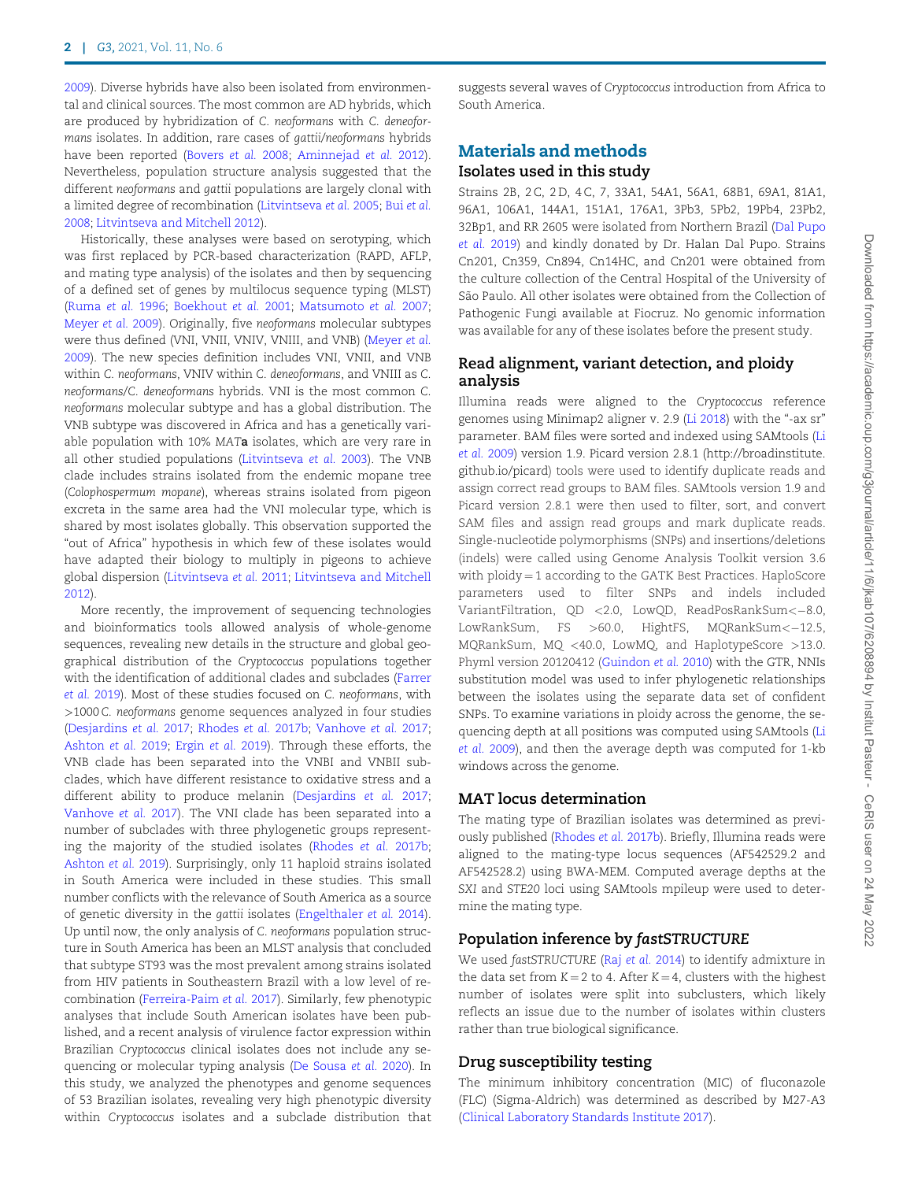2009). Diverse hybrids have also been isolated from environmental and clinical sources. The most common are AD hybrids, which are produced by hybridization of *C. neoformans* with *C. deneoformans* isolates. In addition, rare cases of *gattii/neoformans* hybrids have been reported (Bovers *et al.* 2008; Aminnejad *et al.* 2012). Nevertheless, population structure analysis suggested that the different *neoformans* and *gattii* populations are largely clonal with a limited degree of recombination (Litvintseva *et al.* 2005; Bui *et al.* 2008; Litvintseva and Mitchell 2012).

Historically, these analyses were based on serotyping, which was first replaced by PCR-based characterization (RAPD, AFLP, and mating type analysis) of the isolates and then by sequencing of a defined set of genes by multilocus sequence typing (MLST) (Ruma *et al.* 1996; Boekhout *et al.* 2001; Matsumoto *et al.* 2007; Meyer *et al.* 2009). Originally, five *neoformans* molecular subtypes were thus defined (VNI, VNII, VNIV, VNIII, and VNB) (Meyer *et al.* 2009). The new species definition includes VNI, VNII, and VNB within *C. neoformans*, VNIV within *C. deneoformans*, and VNIII as *C. neoformans/C. deneoformans* hybrids. VNI is the most common *C. neoformans* molecular subtype and has a global distribution. The VNB subtype was discovered in Africa and has a genetically variable population with 10% *MAT***a** isolates, which are very rare in all other studied populations (Litvintseva *et al.* 2003). The VNB clade includes strains isolated from the endemic mopane tree (*Colophospermum mopane*), whereas strains isolated from pigeon excreta in the same area had the VNI molecular type, which is shared by most isolates globally. This observation supported the "out of Africa" hypothesis in which few of these isolates would have adapted their biology to multiply in pigeons to achieve global dispersion (Litvintseva *et al.* 2011; Litvintseva and Mitchell 2012).

More recently, the improvement of sequencing technologies and bioinformatics tools allowed analysis of whole-genome sequences, revealing new details in the structure and global geographical distribution of the *Cryptococcus* populations together with the identification of additional clades and subclades (Farrer *et al.* 2019). Most of these studies focused on *C. neoformans*, with >1000 *C. neoformans* genome sequences analyzed in four studies (Desjardins *et al.* 2017; Rhodes *et al.* 2017b; Vanhove *et al.* 2017; Ashton *et al.* 2019; Ergin *et al.* 2019). Through these efforts, the VNB clade has been separated into the VNBI and VNBII subclades, which have different resistance to oxidative stress and a different ability to produce melanin (Desjardins *et al.* 2017; Vanhove *et al.* 2017). The VNI clade has been separated into a number of subclades with three phylogenetic groups representing the majority of the studied isolates (Rhodes *et al.* 2017b; Ashton *et al.* 2019). Surprisingly, only 11 haploid strains isolated in South America were included in these studies. This small number conflicts with the relevance of South America as a source of genetic diversity in the *gattii* isolates (Engelthaler *et al.* 2014). Up until now, the only analysis of *C. neoformans* population structure in South America has been an MLST analysis that concluded that subtype ST93 was the most prevalent among strains isolated from HIV patients in Southeastern Brazil with a low level of recombination (Ferreira-Paim *et al.* 2017). Similarly, few phenotypic analyses that include South American isolates have been published, and a recent analysis of virulence factor expression within Brazilian *Cryptococcus* clinical isolates does not include any sequencing or molecular typing analysis (De Sousa *et al.* 2020). In this study, we analyzed the phenotypes and genome sequences of 53 Brazilian isolates, revealing very high phenotypic diversity within *Cryptococcus* isolates and a subclade distribution that suggests several waves of *Cryptococcus* introduction from Africa to South America.

## Materials and methods

### Isolates used in this study

Strains 2B, 2C, 2D, 4C, 7, 33A1, 54A1, 56A1, 68B1, 69A1, 81A1, 96A1, 106A1, 144A1, 151A1, 176A1, 3Pb3, 5Pb2, 19Pb4, 23Pb2, 32Bp1, and RR 2605 were isolated from Northern Brazil (Dal Pupo *et al.* 2019) and kindly donated by Dr. Halan Dal Pupo. Strains Cn201, Cn359, Cn894, Cn14HC, and Cn201 were obtained from the culture collection of the Central Hospital of the University of São Paulo. All other isolates were obtained from the Collection of Pathogenic Fungi available at Fiocruz. No genomic information was available for any of these isolates before the present study.

### Read alignment, variant detection, and ploidy analysis

Illumina reads were aligned to the *Cryptococcus* reference genomes using Minimap2 aligner v. 2.9 (Li 2018) with the "-ax sr" parameter. BAM files were sorted and indexed using SAMtools (Li *et al.* 2009) version 1.9. Picard version 2.8.1 (http://broadinstitute.github.io/picard) tools were used to identify duplicate reads and assign correct read groups to BAM files. SAMtools version 1.9 and Picard version 2.8.1 were then used to filter, sort, and convert SAM files and assign read groups and mark duplicate reads. Single-nucleotide polymorphisms (SNPs) and insertions/deletions (indels) were called using Genome Analysis Toolkit version 3.6 with ploidy = 1 according to the GATK Best Practices. HaploScore parameters used to filter SNPs and indels included VariantFiltration, QD <2.0, LowQD, ReadPosRankSum<−8.0, LowRankSum, FS >60.0, HightFS, MQRankSum<−12.5, MQRankSum, MQ <40.0, LowMQ, and HaplotypeScore >13.0. Phyml version 20120412 (Guindon *et al.* 2010) with the GTR, NNIs substitution model was used to infer phylogenetic relationships between the isolates using the separate data set of confident SNPs. To examine variations in ploidy across the genome, the sequencing depth at all positions was computed using SAMtools (Li *et al.* 2009), and then the average depth was computed for 1-kb windows across the genome.

### MAT locus determination

The mating type of Brazilian isolates was determined as previously published (Rhodes *et al.* 2017b). Briefly, Illumina reads were aligned to the mating-type locus sequences (AF542529.2 and AF542528.2) using BWA-MEM. Computed average depths at the *SXI* and *STE20* loci using SAMtools mpileup were used to determine the mating type.

### Population inference by *fastSTRUCTURE*

We used *fastSTRUCTURE* (Raj *et al.* 2014) to identify admixture in the data set from $K = 2$ to 4. After $K = 4$, clusters with the highest number of isolates were split into subclusters, which likely reflects an issue due to the number of isolates within clusters rather than true biological significance.

### Drug susceptibility testing

The minimum inhibitory concentration (MIC) of fluconazole (FLC) (Sigma-Aldrich) was determined as described by M27-A3 (Clinical Laboratory Standards Institute 2017).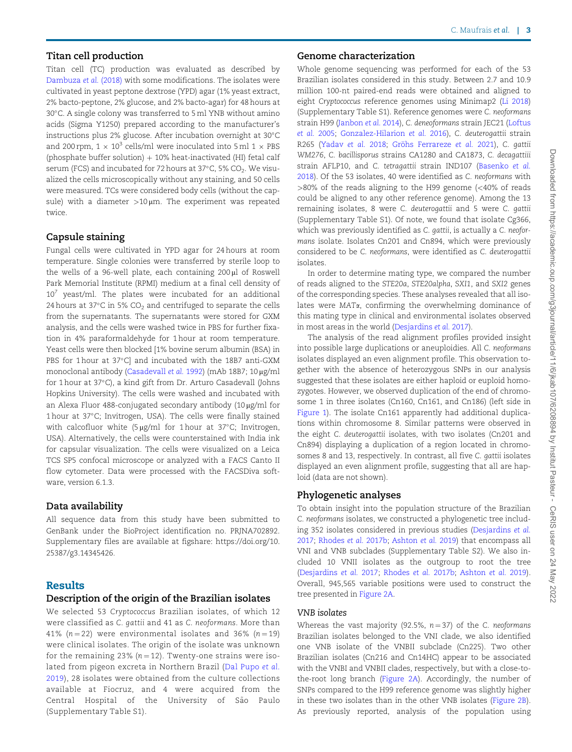## Titan cell production

Titan cell (TC) production was evaluated as described by Dambuza *et al.* (2018) with some modifications. The isolates were cultivated in yeast peptone dextrose (YPD) agar (1% yeast extract, 2% bacto-peptone, 2% glucose, and 2% bacto-agar) for 48 hours at 30°C. A single colony was transferred to 5 ml YNB without amino acids (Sigma Y1250) prepared according to the manufacturer's instructions plus 2% glucose. After incubation overnight at 30°C and 200 rpm, $1 \times 10^3$ cells/ml were inoculated into 5 ml 1 × PBS (phosphate buffer solution) + 10% heat-inactivated (HI) fetal calf serum (FCS) and incubated for 72 hours at 37°C, 5% $CO_2$. We visualized the cells microscopically without any staining, and 50 cells were measured. TCs were considered body cells (without the capsule) with a diameter >10 µm. The experiment was repeated twice.

## Capsule staining

Fungal cells were cultivated in YPD agar for 24 hours at room temperature. Single colonies were transferred by sterile loop to the wells of a 96-well plate, each containing 200 µl of Roswell Park Memorial Institute (RPMI) medium at a final cell density of $10^7$ yeast/ml. The plates were incubated for an additional 24 hours at 37°C in 5% $CO_2$ and centrifuged to separate the cells from the supernatants. The supernatants were stored for GXM analysis, and the cells were washed twice in PBS for further fixation in 4% paraformaldehyde for 1 hour at room temperature. Yeast cells were then blocked [1% bovine serum albumin (BSA) in PBS for 1 hour at 37°C] and incubated with the 18B7 anti-GXM monoclonal antibody (Casadevall *et al.* 1992) (mAb 18B7; 10 µg/ml for 1 hour at 37°C), a kind gift from Dr. Arturo Casadevall (Johns Hopkins University). The cells were washed and incubated with an Alexa Fluor 488-conjugated secondary antibody (10 µg/ml for 1 hour at 37°C; Invitrogen, USA). The cells were finally stained with calcofluor white (5 µg/ml for 1 hour at 37°C; Invitrogen, USA). Alternatively, the cells were counterstained with India ink for capsular visualization. The cells were visualized on a Leica TCS SP5 confocal microscope or analyzed with a FACS Canto II flow cytometer. Data were processed with the FACSDiva software, version 6.1.3.

## Data availability

All sequence data from this study have been submitted to GenBank under the BioProject identification no. PRJNA702892. Supplementary files are available at figshare: https://doi.org/10.25387/g3.14345426.

# Results

## Description of the origin of the Brazilian isolates

We selected 53 *Cryptococcus* Brazilian isolates, of which 12 were classified as *C. gattii* and 41 as *C. neoformans*. More than 41% ($n = 22$) were environmental isolates and 36% ($n = 19$) were clinical isolates. The origin of the isolate was unknown for the remaining 23% ($n = 12$). Twenty-one strains were isolated from pigeon excreta in Northern Brazil (Dal Pupo *et al.* 2019), 28 isolates were obtained from the culture collections available at Fiocruz, and 4 were acquired from the Central Hospital of the University of São Paulo (Supplementary Table S1).

## Genome characterization

Whole genome sequencing was performed for each of the 53 Brazilian isolates considered in this study. Between 2.7 and 10.9 million 100-nt paired-end reads were obtained and aligned to eight *Cryptococcus* reference genomes using Minimap2 (Li 2018) (Supplementary Table S1). Reference genomes were *C. neoformans* strain H99 (Janbon *et al.* 2014), *C. deneoformans* strain JEC21 (Loftus *et al.* 2005; Gonzalez-Hilarion *et al.* 2016), *C. deuterogattii* strain R265 (Yadav *et al.* 2018; Gröhs Ferrareze *et al.* 2021), *C. gattii WM276*, *C. bacillisporus* strains CA1280 and CA1873, *C. decagattiii* strain AFLP10, and *C. tetragattii* strain IND107 (Basenko *et al.* 2018). Of the 53 isolates, 40 were identified as *C. neoformans* with >80% of the reads aligning to the H99 genome (<40% of reads could be aligned to any other reference genome). Among the 13 remaining isolates, 8 were *C. deuterogattii* and 5 were *C. gattii* (Supplementary Table S1). Of note, we found that isolate Cg366, which was previously identified as *C. gattii*, is actually a *C. neoformans* isolate. Isolates Cn201 and Cn894, which were previously considered to be *C. neoformans*, were identified as *C. deuterogattii* isolates.

In order to determine mating type, we compared the number of reads aligned to the *STE20a*, *STE20alpha*, *SXI1*, and *SXI2* genes of the corresponding species. These analyses revealed that all isolates were *MATα*, confirming the overwhelming dominance of this mating type in clinical and environmental isolates observed in most areas in the world (Desjardins *et al.* 2017).

The analysis of the read alignment profiles provided insight into possible large duplications or aneuploidies. All *C. neoformans* isolates displayed an even alignment profile. This observation together with the absence of heterozygous SNPs in our analysis suggested that these isolates are either haploid or euploid homozygotes. However, we observed duplication of the end of chromosome 1 in three isolates (Cn160, Cn161, and Cn186) (left side in Figure 1). The isolate Cn161 apparently had additional duplications within chromosome 8. Similar patterns were observed in the eight *C. deuterogattii* isolates, with two isolates (Cn201 and Cn894) displaying a duplication of a region located in chromosomes 8 and 13, respectively. In contrast, all five *C. gattii* isolates displayed an even alignment profile, suggesting that all are haploid (data are not shown).

## Phylogenetic analyses

To obtain insight into the population structure of the Brazilian *C. neoformans* isolates, we constructed a phylogenetic tree including 352 isolates considered in previous studies (Desjardins *et al.* 2017; Rhodes *et al.* 2017b; Ashton *et al.* 2019) that encompass all VNI and VNB subclades (Supplementary Table S2). We also included 10 VNII isolates as the outgroup to root the tree (Desjardins *et al.* 2017; Rhodes *et al.* 2017b; Ashton *et al.* 2019). Overall, 945,565 variable positions were used to construct the tree presented in Figure 2A.

### VNB isolates

Whereas the vast majority (92.5%, $n = 37$) of the *C. neoformans* Brazilian isolates belonged to the VNI clade, we also identified one VNB isolate of the VNBII subclade (Cn225). Two other Brazilian isolates (Cn216 and Cn14HC) appear to be associated with the VNBI and VNBII clades, respectively, but with a close-to-the-root long branch (Figure 2A). Accordingly, the number of SNPs compared to the H99 reference genome was slightly higher in these two isolates than in the other VNB isolates (Figure 2B). As previously reported, analysis of the population using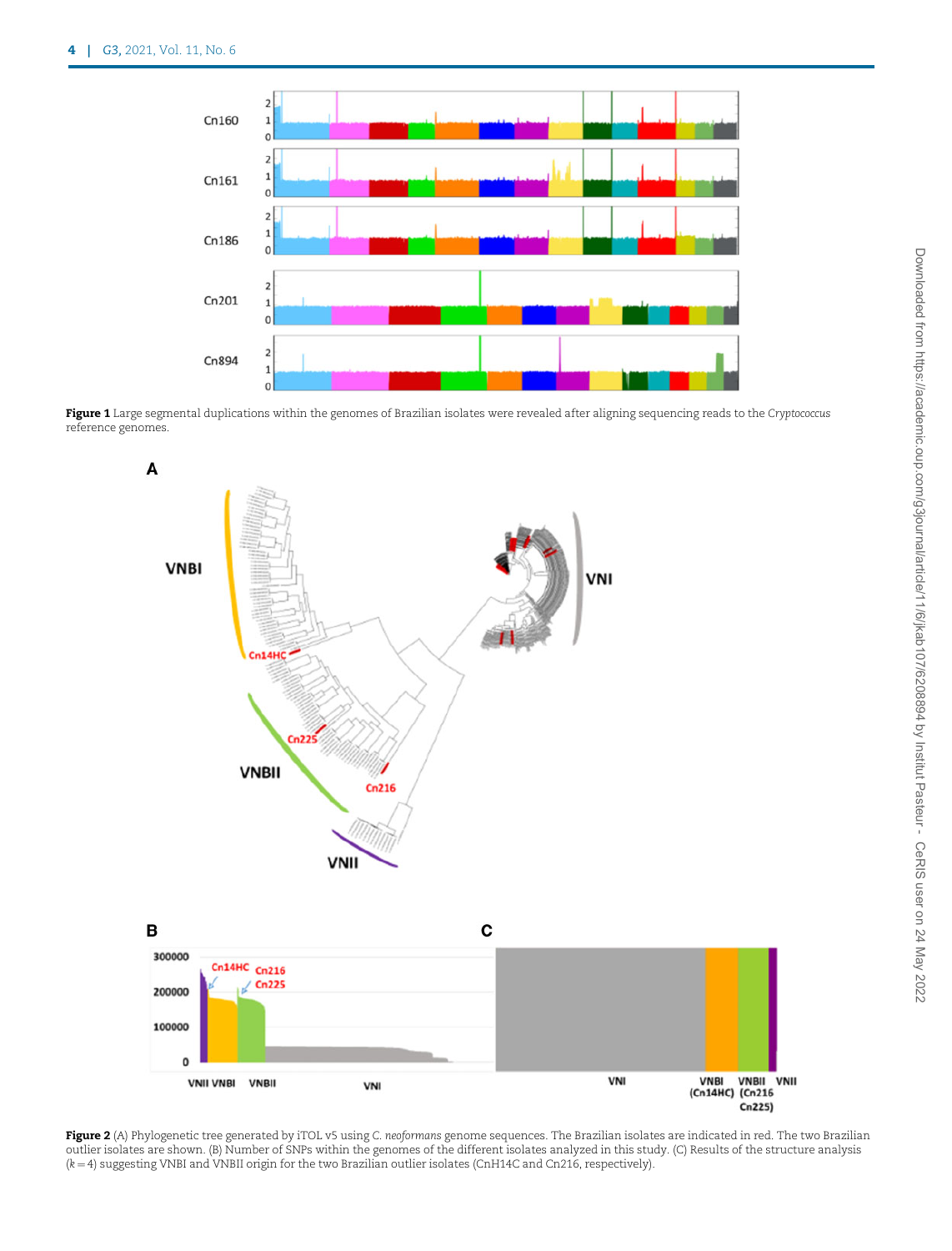**Figure 1** Large segmental duplications within the genomes of Brazilian isolates were revealed after aligning sequencing reads to the *Cryptococcus* reference genomes.

**Figure 2** (A) Phylogenetic tree generated by iTOL v5 using *C. neoformans* genome sequences. The Brazilian isolates are indicated in red. The two Brazilian outlier isolates are shown. (B) Number of SNPs within the genomes of the different isolates analyzed in this study. (C) Results of the structure analysis ($k = 4$) suggesting VNBI and VNBII origin for the two Brazilian outlier isolates (CnH14C and Cn216, respectively).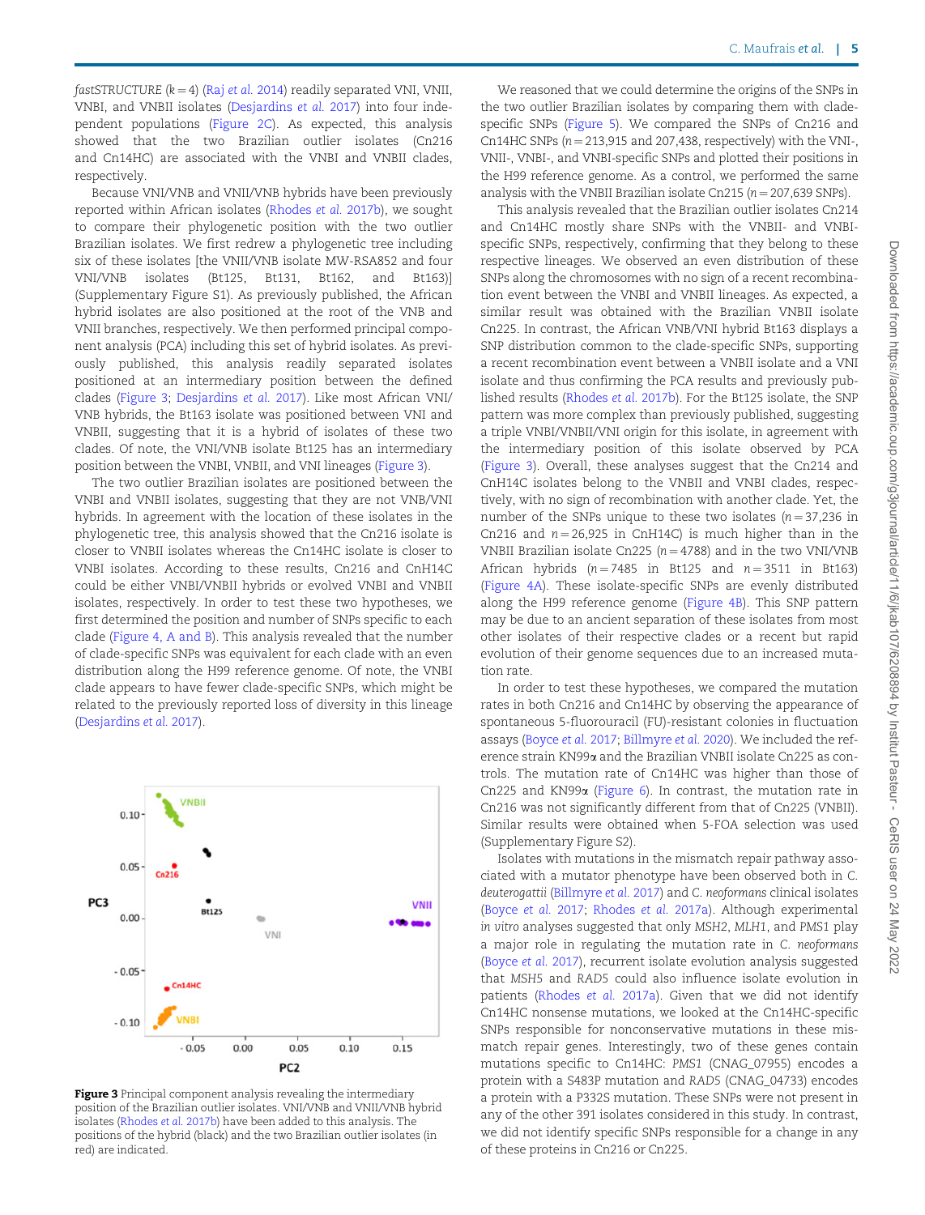fastSTRUCTURE ($k = 4$) (Raj *et al.* 2014) readily separated VNI, VNII, VNBI, and VNBII isolates (Desjardins *et al.* 2017) into four independent populations (Figure 2C). As expected, this analysis showed that the two Brazilian outlier isolates (Cn216 and Cn14HC) are associated with the VNBI and VNBII clades, respectively.

Because VNI/VNB and VNII/VNB hybrids have been previously reported within African isolates (Rhodes *et al.* 2017b), we sought to compare their phylogenetic position with the two outlier Brazilian isolates. We first redrew a phylogenetic tree including six of these isolates [the VNII/VNB isolate MW-RSA852 and four VNI/VNB isolates (Bt125, Bt131, Bt162, and Bt163)] (Supplementary Figure S1). As previously published, the African hybrid isolates are also positioned at the root of the VNB and VNII branches, respectively. We then performed principal component analysis (PCA) including this set of hybrid isolates. As previously published, this analysis readily separated isolates positioned at an intermediary position between the defined clades (Figure 3; Desjardins *et al.* 2017). Like most African VNI/VNB hybrids, the Bt163 isolate was positioned between VNI and VNBII, suggesting that it is a hybrid of isolates of these two clades. Of note, the VNI/VNB isolate Bt125 has an intermediary position between the VNBI, VNBII, and VNI lineages (Figure 3).

The two outlier Brazilian isolates are positioned between the VNBI and VNBII isolates, suggesting that they are not VNB/VNI hybrids. In agreement with the location of these isolates in the phylogenetic tree, this analysis showed that the Cn216 isolate is closer to VNBII isolates whereas the Cn14HC isolate is closer to VNBI isolates. According to these results, Cn216 and CnH14C could be either VNBI/VNBII hybrids or evolved VNBI and VNBII isolates, respectively. In order to test these two hypotheses, we first determined the position and number of SNPs specific to each clade (Figure 4, A and B). This analysis revealed that the number of clade-specific SNPs was equivalent for each clade with an even distribution along the H99 reference genome. Of note, the VNBI clade appears to have fewer clade-specific SNPs, which might be related to the previously reported loss of diversity in this lineage (Desjardins *et al.* 2017).

**Figure 3** Principal component analysis revealing the intermediary position of the Brazilian outlier isolates. VNI/VNB and VNII/VNB hybrid isolates (Rhodes *et al.* 2017b) have been added to this analysis. The positions of the hybrid (black) and the two Brazilian outlier isolates (in red) are indicated.

We reasoned that we could determine the origins of the SNPs in the two outlier Brazilian isolates by comparing them with clade-specific SNPs (Figure 5). We compared the SNPs of Cn216 and Cn14HC SNPs ($n = 213{,}915$ and $207{,}438$, respectively) with the VNI-, VNII-, VNBI-, and VNBII-specific SNPs and plotted their positions in the H99 reference genome. As a control, we performed the same analysis with the VNBII Brazilian isolate Cn215 ($n = 207{,}639$ SNPs).

This analysis revealed that the Brazilian outlier isolates Cn214 and Cn14HC mostly share SNPs with the VNBII- and VNBI-specific SNPs, respectively, confirming that they belong to these respective lineages. We observed an even distribution of these SNPs along the chromosomes with no sign of a recent recombination event between the VNBI and VNBII lineages. As expected, a similar result was obtained with the Brazilian VNBII isolate Cn225. In contrast, the African VNB/VNI hybrid Bt163 displays a SNP distribution common to the clade-specific SNPs, supporting a recent recombination event between a VNBII isolate and a VNI isolate and thus confirming the PCA results and previously published results (Rhodes *et al.* 2017b). For the Bt125 isolate, the SNP pattern was more complex than previously published, suggesting a triple VNBI/VNBII/VNI origin for this isolate, in agreement with the intermediary position of this isolate observed by PCA (Figure 3). Overall, these analyses suggest that the Cn214 and CnH14C isolates belong to the VNBII and VNBI clades, respectively, with no sign of recombination with another clade. Yet, the number of the SNPs unique to these two isolates ($n = 37{,}236$ in Cn216 and $n = 26{,}925$ in CnH14C) is much higher than in the VNBII Brazilian isolate Cn225 ($n = 4788$) and in the two VNI/VNB African hybrids ($n = 7485$ in Bt125 and $n = 3511$ in Bt163) (Figure 4A). These isolate-specific SNPs are evenly distributed along the H99 reference genome (Figure 4B). This SNP pattern may be due to an ancient separation of these isolates from most other isolates of their respective clades or a recent but rapid evolution of their genome sequences due to an increased mutation rate.

In order to test these hypotheses, we compared the mutation rates in both Cn216 and Cn14HC by observing the appearance of spontaneous 5-fluorouracil (FU)-resistant colonies in fluctuation assays (Boyce *et al.* 2017; Billmyre *et al.* 2020). We included the reference strain KN99α and the Brazilian VNBII isolate Cn225 as controls. The mutation rate of Cn14HC was higher than those of Cn225 and KN99α (Figure 6). In contrast, the mutation rate in Cn216 was not significantly different from that of Cn225 (VNBII). Similar results were obtained when 5-FOA selection was used (Supplementary Figure S2).

Isolates with mutations in the mismatch repair pathway associated with a mutator phenotype have been observed both in *C. deuterogattii* (Billmyre *et al.* 2017) and *C. neoformans* clinical isolates (Boyce *et al.* 2017; Rhodes *et al.* 2017a). Although experimental *in vitro* analyses suggested that only *MSH2*, *MLH1*, and *PMS1* play a major role in regulating the mutation rate in *C. neoformans* (Boyce *et al.* 2017), recurrent isolate evolution analysis suggested that *MSH5* and *RAD5* could also influence isolate evolution in patients (Rhodes *et al.* 2017a). Given that we did not identify Cn14HC nonsense mutations, we looked at the Cn14HC-specific SNPs responsible for nonconservative mutations in these mismatch repair genes. Interestingly, two of these genes contain mutations specific to Cn14HC: *PMS1* (CNAG_07955) encodes a protein with a S483P mutation and *RAD5* (CNAG_04733) encodes a protein with a P332S mutation. These SNPs were not present in any of the other 391 isolates considered in this study. In contrast, we did not identify specific SNPs responsible for a change in any of these proteins in Cn216 or Cn225.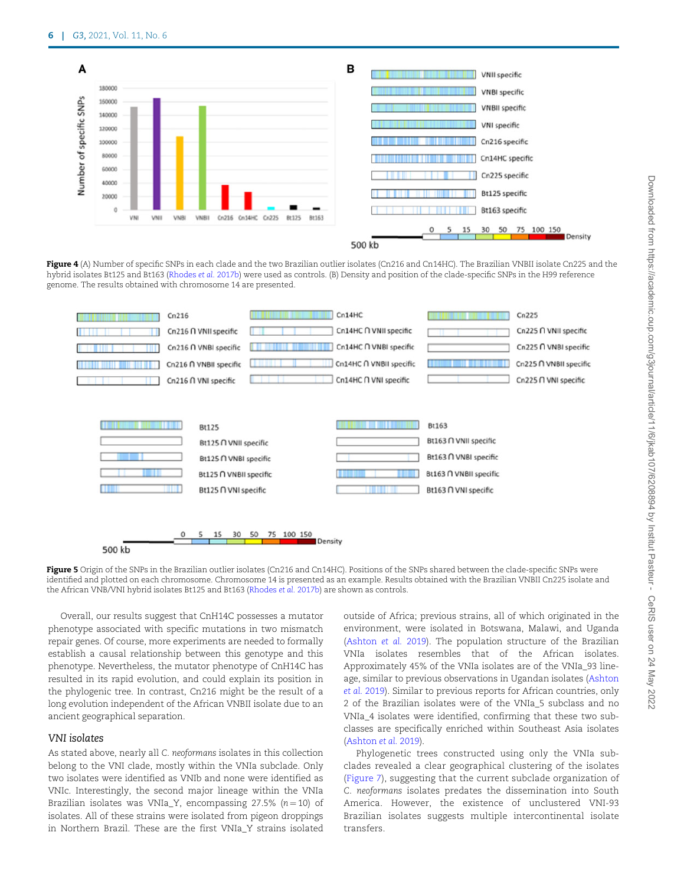**Figure 4** (A) Number of specific SNPs in each clade and the two Brazilian outlier isolates (Cn216 and Cn14HC). The Brazilian VNBII isolate Cn225 and the hybrid isolates Bt125 and Bt163 (Rhodes *et al.* 2017b) were used as controls. (B) Density and position of the clade-specific SNPs in the H99 reference genome. The results obtained with chromosome 14 are presented.

**Figure 5** Origin of the SNPs in the Brazilian outlier isolates (Cn216 and Cn14HC). Positions of the SNPs shared between the clade-specific SNPs were identified and plotted on each chromosome. Chromosome 14 is presented as an example. Results obtained with the Brazilian VNBII Cn225 isolate and the African VNB/VNI hybrid isolates Bt125 and Bt163 (Rhodes *et al.* 2017b) are shown as controls.

Overall, our results suggest that CnH14C possesses a mutator phenotype associated with specific mutations in two mismatch repair genes. Of course, more experiments are needed to formally establish a causal relationship between this genotype and this phenotype. Nevertheless, the mutator phenotype of CnH14C has resulted in its rapid evolution, and could explain its position in the phylogenic tree. In contrast, Cn216 might be the result of a long evolution independent of the African VNBII isolate due to an ancient geographical separation.

### VNI isolates

As stated above, nearly all *C. neoformans* isolates in this collection belong to the VNI clade, mostly within the VNIa subclade. Only two isolates were identified as VNIb and none were identified as VNIc. Interestingly, the second major lineage within the VNIa Brazilian isolates was VNIa_Y, encompassing 27.5% ($n = 10$) of isolates. All of these strains were isolated from pigeon droppings in Northern Brazil. These are the first VNIa_Y strains isolated outside of Africa; previous strains, all of which originated in the environment, were isolated in Botswana, Malawi, and Uganda (Ashton *et al.* 2019). The population structure of the Brazilian VNIa isolates resembles that of the African isolates. Approximately 45% of the VNIa isolates are of the VNIa_93 lineage, similar to previous observations in Ugandan isolates (Ashton *et al.* 2019). Similar to previous reports for African countries, only 2 of the Brazilian isolates were of the VNIa_5 subclass and no VNIa_4 isolates were identified, confirming that these two subclasses are specifically enriched within Southeast Asia isolates (Ashton *et al.* 2019).

Phylogenetic trees constructed using only the VNIa subclades revealed a clear geographical clustering of the isolates (Figure 7), suggesting that the current subclade organization of *C. neoformans* isolates predates the dissemination into South America. However, the existence of unclustered VNI-93 Brazilian isolates suggests multiple intercontinental isolate transfers.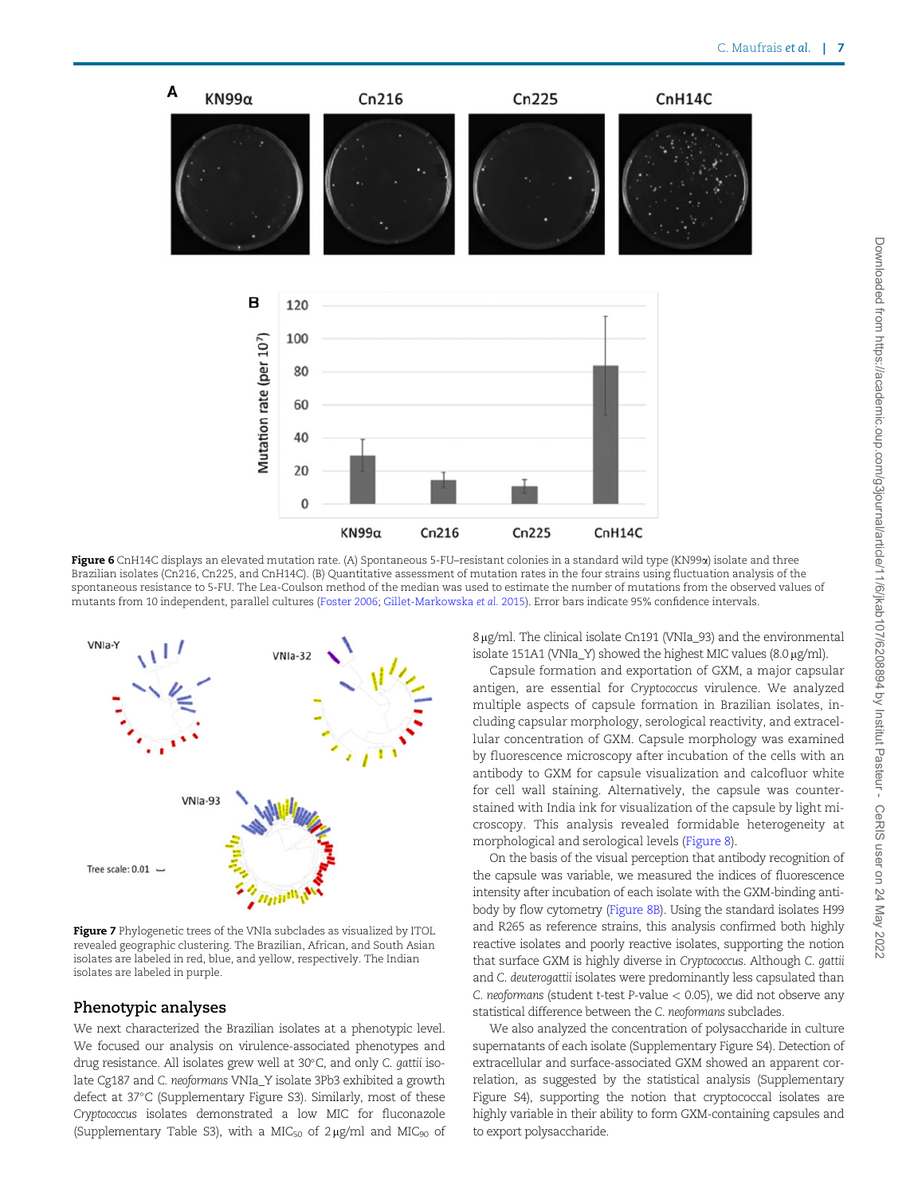Figure 6 CnH14C displays an elevated mutation rate. (A) Spontaneous 5-FU–resistant colonies in a standard wild type (KN99α) isolate and three Brazilian isolates (Cn216, Cn225, and CnH14C). (B) Quantitative assessment of mutation rates in the four strains using fluctuation analysis of the spontaneous resistance to 5-FU. The Lea-Coulson method of the median was used to estimate the number of mutations from the observed values of mutants from 10 independent, parallel cultures (Foster 2006; Gillet-Markowska et al. 2015). Error bars indicate 95% confidence intervals.

Figure 7 Phylogenetic trees of the VNIa subclades as visualized by ITOL revealed geographic clustering. The Brazilian, African, and South Asian isolates are labeled in red, blue, and yellow, respectively. The Indian isolates are labeled in purple.

## Phenotypic analyses

We next characterized the Brazilian isolates at a phenotypic level. We focused our analysis on virulence-associated phenotypes and drug resistance. All isolates grew well at 30°C, and only *C. gattii* isolate Cg187 and *C. neoformans* VNIa_Y isolate 3Pb3 exhibited a growth defect at 37°C (Supplementary Figure S3). Similarly, most of these *Cryptococcus* isolates demonstrated a low MIC for fluconazole (Supplementary Table S3), with a $MIC_{50}$ of 2 μg/ml and $MIC_{90}$ of 8 μg/ml. The clinical isolate Cn191 (VNIa_93) and the environmental isolate 151A1 (VNIa_Y) showed the highest MIC values (8.0 μg/ml).

Capsule formation and exportation of GXM, a major capsular antigen, are essential for *Cryptococcus* virulence. We analyzed multiple aspects of capsule formation in Brazilian isolates, including capsular morphology, serological reactivity, and extracellular concentration of GXM. Capsule morphology was examined by fluorescence microscopy after incubation of the cells with an antibody to GXM for capsule visualization and calcofluor white for cell wall staining. Alternatively, the capsule was counterstained with India ink for visualization of the capsule by light microscopy. This analysis revealed formidable heterogeneity at morphological and serological levels (Figure 8).

On the basis of the visual perception that antibody recognition of the capsule was variable, we measured the indices of fluorescence intensity after incubation of each isolate with the GXM-binding antibody by flow cytometry (Figure 8B). Using the standard isolates H99 and R265 as reference strains, this analysis confirmed both highly reactive isolates and poorly reactive isolates, supporting the notion that surface GXM is highly diverse in *Cryptococcus*. Although *C. gattii* and *C. deuterogattii* isolates were predominantly less capsulated than *C. neoformans* (student t-test P-value $< 0.05$), we did not observe any statistical difference between the *C. neoformans* subclades.

We also analyzed the concentration of polysaccharide in culture supernatants of each isolate (Supplementary Figure S4). Detection of extracellular and surface-associated GXM showed an apparent correlation, as suggested by the statistical analysis (Supplementary Figure S4), supporting the notion that cryptococcal isolates are highly variable in their ability to form GXM-containing capsules and to export polysaccharide.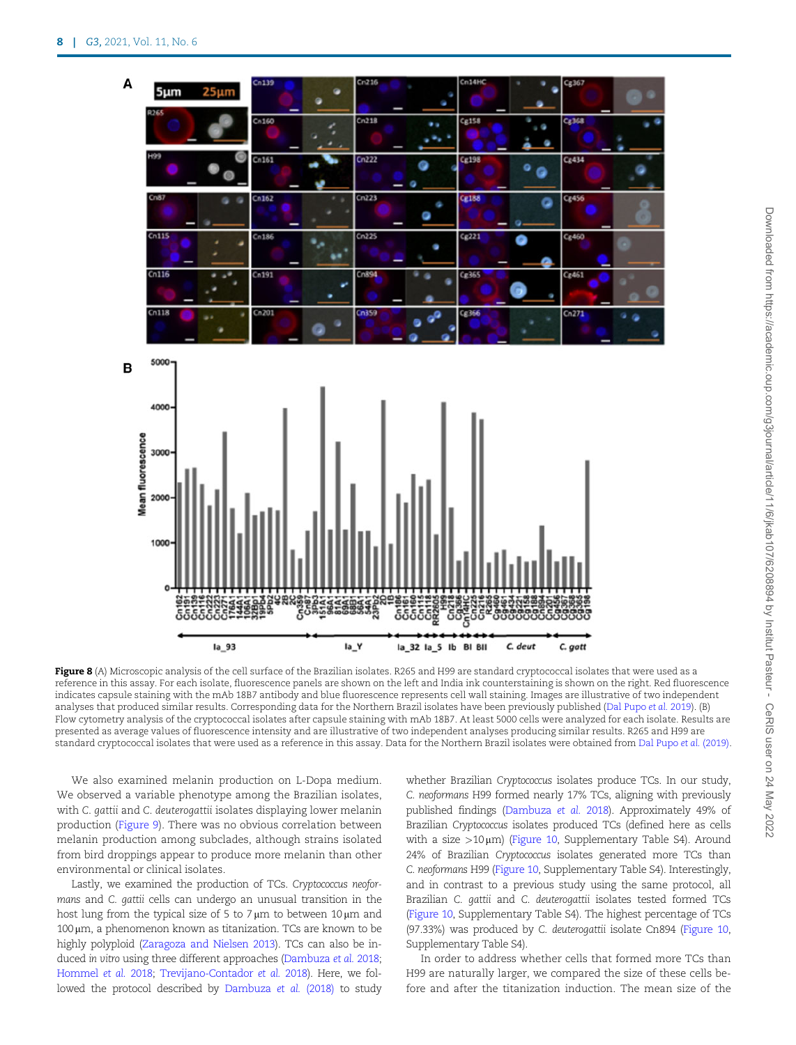**Figure 8** (A) Microscopic analysis of the cell surface of the Brazilian isolates. R265 and H99 are standard cryptococcal isolates that were used as a reference in this assay. For each isolate, fluorescence panels are shown on the left and India ink counterstaining is shown on the right. Red fluorescence indicates capsule staining with the mAb 18B7 antibody and blue fluorescence represents cell wall staining. Images are illustrative of two independent analyses that produced similar results. Corresponding data for the Northern Brazil isolates have been previously published (Dal Pupo *et al.* 2019). (B) Flow cytometry analysis of the cryptococcal isolates after capsule staining with mAb 18B7. At least 5000 cells were analyzed for each isolate. Results are presented as average values of fluorescence intensity and are illustrative of two independent analyses producing similar results. R265 and H99 are standard cryptococcal isolates that were used as a reference in this assay. Data for the Northern Brazil isolates were obtained from Dal Pupo *et al.* (2019).

We also examined melanin production on L-Dopa medium. We observed a variable phenotype among the Brazilian isolates, with *C. gattii* and *C. deuterogattii* isolates displaying lower melanin production (Figure 9). There was no obvious correlation between melanin production among subclades, although strains isolated from bird droppings appear to produce more melanin than other environmental or clinical isolates.

Lastly, we examined the production of TCs. *Cryptococcus neoformans* and *C. gattii* cells can undergo an unusual transition in the host lung from the typical size of 5 to 7 µm to between 10 µm and 100 µm, a phenomenon known as titanization. TCs are known to be highly polyploid (Zaragoza and Nielsen 2013). TCs can also be induced *in vitro* using three different approaches (Dambuza *et al.* 2018; Hommel *et al.* 2018; Trevijano-Contador *et al.* 2018). Here, we followed the protocol described by Dambuza *et al.* (2018) to study whether Brazilian *Cryptococcus* isolates produce TCs. In our study, *C. neoformans* H99 formed nearly 17% TCs, aligning with previously published findings (Dambuza *et al.* 2018). Approximately 49% of Brazilian *Cryptococcus* isolates produced TCs (defined here as cells with a size >10 µm) (Figure 10, Supplementary Table S4). Around 24% of Brazilian *Cryptococcus* isolates generated more TCs than *C. neoformans* H99 (Figure 10, Supplementary Table S4). Interestingly, and in contrast to a previous study using the same protocol, all Brazilian *C. gattii* and *C. deuterogattii* isolates tested formed TCs (Figure 10, Supplementary Table S4). The highest percentage of TCs (97.33%) was produced by *C. deuterogattii* isolate Cn894 (Figure 10, Supplementary Table S4).

In order to address whether cells that formed more TCs than H99 are naturally larger, we compared the size of these cells before and after the titanization induction. The mean size of the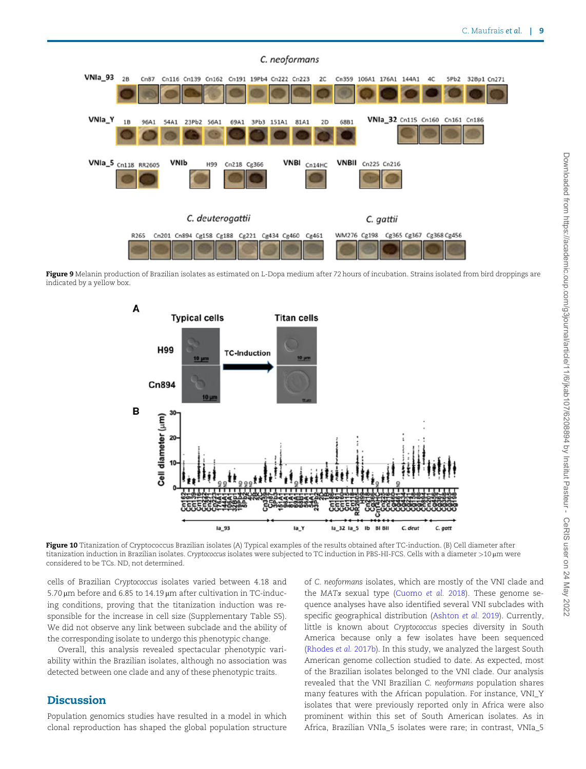**Figure 9** Melanin production of Brazilian isolates as estimated on L-Dopa medium after 72 hours of incubation. Strains isolated from bird droppings are indicated by a yellow box.

**Figure 10** Titanization of Cryptococcus Brazilian isolates (A) Typical examples of the results obtained after TC-induction. (B) Cell diameter after titanization induction in Brazilian isolates. *Cryptococcus* isolates were subjected to TC induction in PBS-HI-FCS. Cells with a diameter >10 µm were considered to be TCs. ND, not determined.

cells of Brazilian *Cryptococcus* isolates varied between 4.18 and 5.70 µm before and 6.85 to 14.19 µm after cultivation in TC-inducing conditions, proving that the titanization induction was responsible for the increase in cell size (Supplementary Table S5). We did not observe any link between subclade and the ability of the corresponding isolate to undergo this phenotypic change.

Overall, this analysis revealed spectacular phenotypic variability within the Brazilian isolates, although no association was detected between one clade and any of these phenotypic traits.

## Discussion

Population genomics studies have resulted in a model in which clonal reproduction has shaped the global population structure of *C. neoformans* isolates, which are mostly of the VNI clade and the *MAT*α sexual type (Cuomo *et al.* 2018). These genome sequence analyses have also identified several VNI subclades with specific geographical distribution (Ashton *et al.* 2019). Currently, little is known about *Cryptococcus* species diversity in South America because only a few isolates have been sequenced (Rhodes *et al.* 2017b). In this study, we analyzed the largest South American genome collection studied to date. As expected, most of the Brazilian isolates belonged to the VNI clade. Our analysis revealed that the VNI Brazilian *C. neoformans* population shares many features with the African population. For instance, VNI_Y isolates that were previously reported only in Africa were also prominent within this set of South American isolates. As in Africa, Brazilian VNIa_5 isolates were rare; in contrast, VNIa_5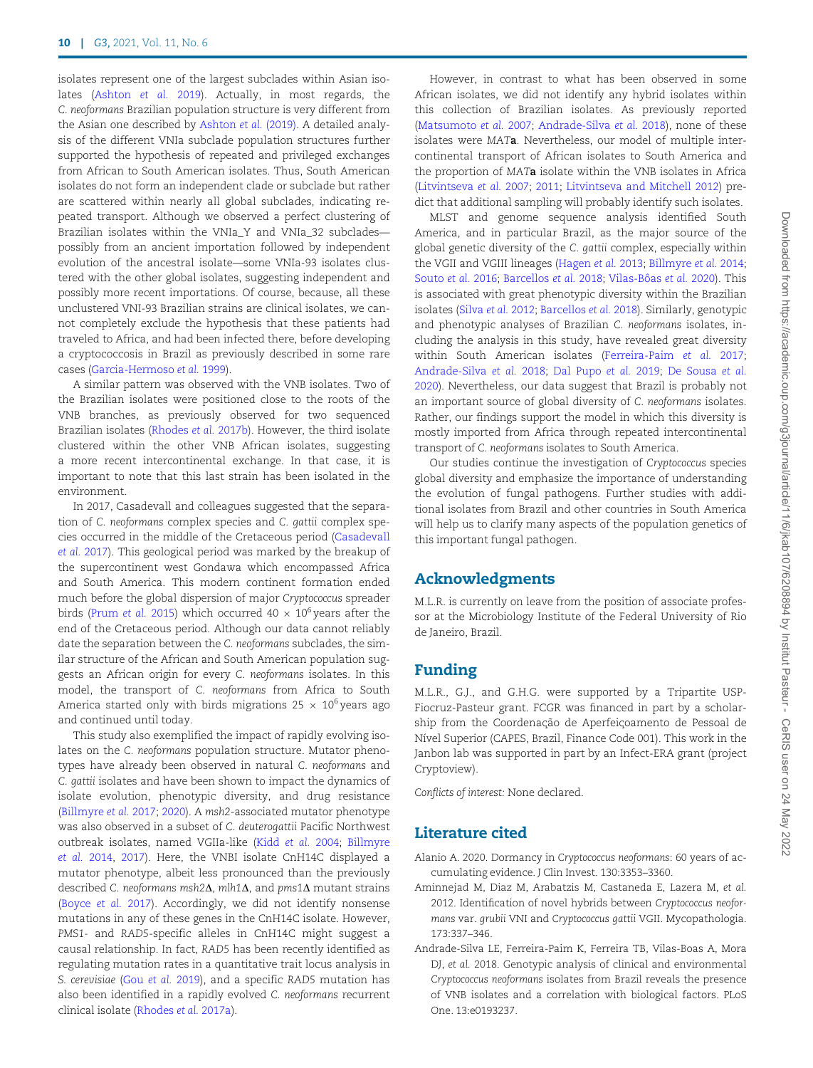isolates represent one of the largest subclades within Asian isolates (Ashton *et al.* 2019). Actually, in most regards, the *C. neoformans* Brazilian population structure is very different from the Asian one described by Ashton *et al.* (2019). A detailed analysis of the different VNIa subclade population structures further supported the hypothesis of repeated and privileged exchanges from African to South American isolates. Thus, South American isolates do not form an independent clade or subclade but rather are scattered within nearly all global subclades, indicating repeated transport. Although we observed a perfect clustering of Brazilian isolates within the VNIa_Y and VNIa_32 subclades—possibly from an ancient importation followed by independent evolution of the ancestral isolate—some VNIa-93 isolates clustered with the other global isolates, suggesting independent and possibly more recent importations. Of course, because, all these unclustered VNI-93 Brazilian strains are clinical isolates, we cannot completely exclude the hypothesis that these patients had traveled to Africa, and had been infected there, before developing a cryptococcosis in Brazil as previously described in some rare cases (Garcia-Hermoso *et al.* 1999).

A similar pattern was observed with the VNB isolates. Two of the Brazilian isolates were positioned close to the roots of the VNB branches, as previously observed for two sequenced Brazilian isolates (Rhodes *et al.* 2017b). However, the third isolate clustered within the other VNB African isolates, suggesting a more recent intercontinental exchange. In that case, it is important to note that this last strain has been isolated in the environment.

In 2017, Casadevall and colleagues suggested that the separation of *C. neoformans* complex species and *C. gattii* complex species occurred in the middle of the Cretaceous period (Casadevall *et al.* 2017). This geological period was marked by the breakup of the supercontinent west Gondawa which encompassed Africa and South America. This modern continent formation ended much before the global dispersion of major *Cryptococcus* spreader birds (Prum *et al.* 2015) which occurred $40 \times 10^6$ years after the end of the Cretaceous period. Although our data cannot reliably date the separation between the *C. neoformans* subclades, the similar structure of the African and South American population suggests an African origin for every *C. neoformans* isolates. In this model, the transport of *C. neoformans* from Africa to South America started only with birds migrations $25 \times 10^6$ years ago and continued until today.

This study also exemplified the impact of rapidly evolving isolates on the *C. neoformans* population structure. Mutator phenotypes have already been observed in natural *C. neoformans* and *C. gattii* isolates and have been shown to impact the dynamics of isolate evolution, phenotypic diversity, and drug resistance (Billmyre *et al.* 2017; 2020). A *msh2*-associated mutator phenotype was also observed in a subset of *C. deuterogattii* Pacific Northwest outbreak isolates, named VGIIa-like (Kidd *et al.* 2004; Billmyre *et al.* 2014, 2017). Here, the VNBI isolate CnH14C displayed a mutator phenotype, albeit less pronounced than the previously described *C. neoformans* *msh2*Δ, *mlh1*Δ, and *pms1*Δ mutant strains (Boyce *et al.* 2017). Accordingly, we did not identify nonsense mutations in any of these genes in the CnH14C isolate. However, *PMS1*- and *RAD5*-specific alleles in CnH14C might suggest a causal relationship. In fact, *RAD5* has been recently identified as regulating mutation rates in a quantitative trait locus analysis in *S. cerevisiae* (Gou *et al.* 2019), and a specific *RAD5* mutation has also been identified in a rapidly evolved *C. neoformans* recurrent clinical isolate (Rhodes *et al.* 2017a).

However, in contrast to what has been observed in some African isolates, we did not identify any hybrid isolates within this collection of Brazilian isolates. As previously reported (Matsumoto *et al.* 2007; Andrade-Silva *et al.* 2018), none of these isolates were *MAT***a**. Nevertheless, our model of multiple intercontinental transport of African isolates to South America and the proportion of *MAT***a** isolate within the VNB isolates in Africa (Litvintseva *et al.* 2007; 2011; Litvintseva and Mitchell 2012) predict that additional sampling will probably identify such isolates.

MLST and genome sequence analysis identified South America, and in particular Brazil, as the major source of the global genetic diversity of the *C. gattii* complex, especially within the VGII and VGIII lineages (Hagen *et al.* 2013; Billmyre *et al.* 2014; Souto *et al.* 2016; Barcellos *et al.* 2018; Vilas-Bôas *et al.* 2020). This is associated with great phenotypic diversity within the Brazilian isolates (Silva *et al.* 2012; Barcellos *et al.* 2018). Similarly, genotypic and phenotypic analyses of Brazilian *C. neoformans* isolates, including the analysis in this study, have revealed great diversity within South American isolates (Ferreira-Paim *et al.* 2017; Andrade-Silva *et al.* 2018; Dal Pupo *et al.* 2019; De Sousa *et al.* 2020). Nevertheless, our data suggest that Brazil is probably not an important source of global diversity of *C. neoformans* isolates. Rather, our findings support the model in which this diversity is mostly imported from Africa through repeated intercontinental transport of *C. neoformans* isolates to South America.

Our studies continue the investigation of *Cryptococcus* species global diversity and emphasize the importance of understanding the evolution of fungal pathogens. Further studies with additional isolates from Brazil and other countries in South America will help us to clarify many aspects of the population genetics of this important fungal pathogen.

## Acknowledgments

M.L.R. is currently on leave from the position of associate professor at the Microbiology Institute of the Federal University of Rio de Janeiro, Brazil.

## Funding

M.L.R., G.J., and G.H.G. were supported by a Tripartite USP-Fiocruz-Pasteur grant. FCGR was financed in part by a scholarship from the Coordenação de Aperfeiçoamento de Pessoal de Nível Superior (CAPES, Brazil, Finance Code 001). This work in the Janbon lab was supported in part by an Infect-ERA grant (project Cryptoview).

*Conflicts of interest:* None declared.

## Literature cited

Alanio A. 2020. Dormancy in *Cryptococcus neoformans*: 60 years of accumulating evidence. J Clin Invest. 130:3353–3360.

Aminnejad M, Diaz M, Arabatzis M, Castaneda E, Lazera M, *et al.* 2012. Identification of novel hybrids between *Cryptococcus neoformans* var. *grubii* VNI and *Cryptococcus gattii* VGII. Mycopathologia. 173:337–346.

Andrade-Silva LE, Ferreira-Paim K, Ferreira TB, Vilas-Boas A, Mora DJ, *et al.* 2018. Genotypic analysis of clinical and environmental *Cryptococcus neoformans* isolates from Brazil reveals the presence of VNB isolates and a correlation with biological factors. PLoS One. 13:e0193237.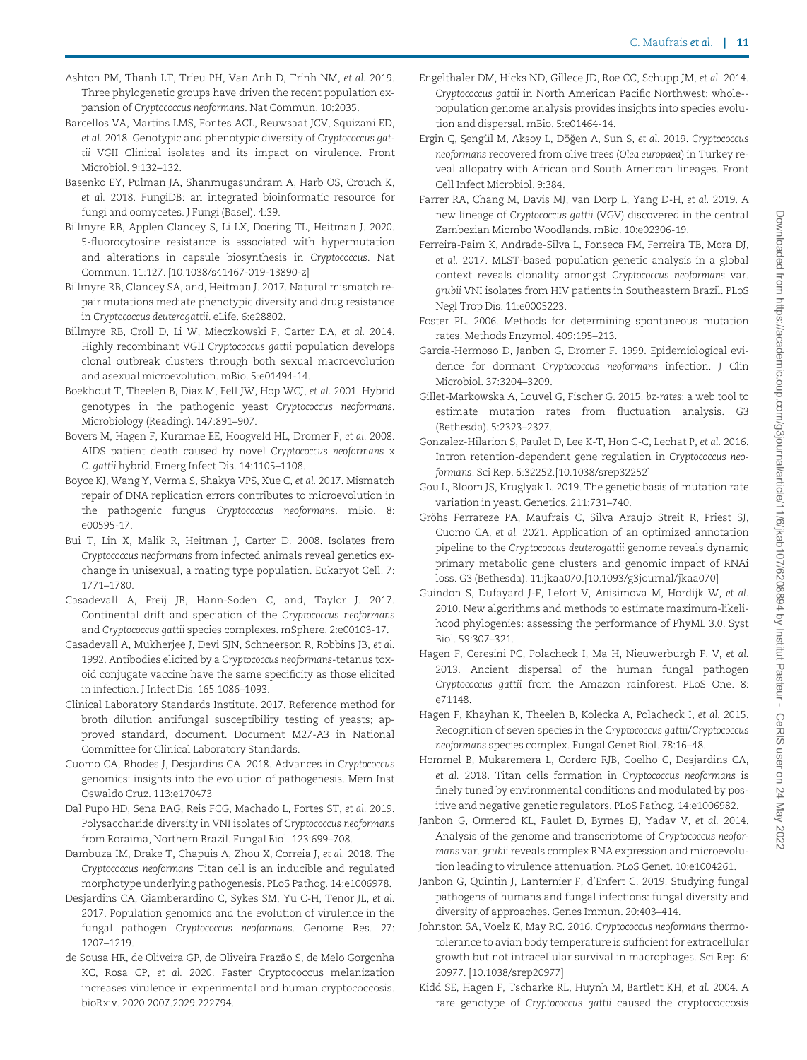Ashton PM, Thanh LT, Trieu PH, Van Anh D, Trinh NM, *et al.* 2019. Three phylogenetic groups have driven the recent population expansion of *Cryptococcus neoformans*. Nat Commun. 10:2035.

Barcellos VA, Martins LMS, Fontes ACL, Reuwsaat JCV, Squizani ED, *et al.* 2018. Genotypic and phenotypic diversity of *Cryptococcus gattii* VGII Clinical isolates and its impact on virulence. Front Microbiol. 9:132–132.

Basenko EY, Pulman JA, Shanmugasundram A, Harb OS, Crouch K, *et al.* 2018. FungiDB: an integrated bioinformatic resource for fungi and oomycetes. J Fungi (Basel). 4:39.

Billmyre RB, Applen Clancey S, Li LX, Doering TL, Heitman J. 2020. 5-fluorocytosine resistance is associated with hypermutation and alterations in capsule biosynthesis in *Cryptococcus*. Nat Commun. 11:127. [10.1038/s41467-019-13890-z]

Billmyre RB, Clancey SA, and, Heitman J. 2017. Natural mismatch repair mutations mediate phenotypic diversity and drug resistance in *Cryptococcus deuterogattii*. eLife. 6:e28802.

Billmyre RB, Croll D, Li W, Mieczkowski P, Carter DA, *et al.* 2014. Highly recombinant VGII *Cryptococcus gattii* population develops clonal outbreak clusters through both sexual macroevolution and asexual microevolution. mBio. 5:e01494-14.

Boekhout T, Theelen B, Diaz M, Fell JW, Hop WCJ, *et al.* 2001. Hybrid genotypes in the pathogenic yeast *Cryptococcus neoformans*. Microbiology (Reading). 147:891–907.

Bovers M, Hagen F, Kuramae EE, Hoogveld HL, Dromer F, *et al.* 2008. AIDS patient death caused by novel *Cryptococcus neoformans* x *C. gattii* hybrid. Emerg Infect Dis. 14:1105–1108.

Boyce KJ, Wang Y, Verma S, Shakya VPS, Xue C, *et al.* 2017. Mismatch repair of DNA replication errors contributes to microevolution in the pathogenic fungus *Cryptococcus neoformans*. mBio. 8: e00595-17.

Bui T, Lin X, Malik R, Heitman J, Carter D. 2008. Isolates from *Cryptococcus neoformans* from infected animals reveal genetics exchange in unisexual, a mating type population. Eukaryot Cell. 7: 1771–1780.

Casadevall A, Freij JB, Hann-Soden C, and, Taylor J. 2017. Continental drift and speciation of the *Cryptococcus neoformans* and *Cryptococcus gattii* species complexes. mSphere. 2:e00103-17.

Casadevall A, Mukherjee J, Devi SJN, Schneerson R, Robbins JB, *et al.* 1992. Antibodies elicited by a *Cryptococcus neoformans*-tetanus toxoid conjugate vaccine have the same specificity as those elicited in infection. J Infect Dis. 165:1086–1093.

Clinical Laboratory Standards Institute. 2017. Reference method for broth dilution antifungal susceptibility testing of yeasts; approved standard, document. Document M27-A3 in National Committee for Clinical Laboratory Standards.

Cuomo CA, Rhodes J, Desjardins CA. 2018. Advances in *Cryptococcus* genomics: insights into the evolution of pathogenesis. Mem Inst Oswaldo Cruz. 113:e170473

Dal Pupo HD, Sena BAG, Reis FCG, Machado L, Fortes ST, *et al.* 2019. Polysaccharide diversity in VNI isolates of *Cryptococcus neoformans* from Roraima, Northern Brazil. Fungal Biol. 123:699–708.

Dambuza IM, Drake T, Chapuis A, Zhou X, Correia J, *et al.* 2018. The *Cryptococcus neoformans* Titan cell is an inducible and regulated morphotype underlying pathogenesis. PLoS Pathog. 14:e1006978.

Desjardins CA, Giamberardino C, Sykes SM, Yu C-H, Tenor JL, *et al.* 2017. Population genomics and the evolution of virulence in the fungal pathogen *Cryptococcus neoformans*. Genome Res. 27: 1207–1219.

de Sousa HR, de Oliveira GP, de Oliveira Frazão S, de Melo Gorgonha KC, Rosa CP, *et al.* 2020. Faster Cryptococcus melanization increases virulence in experimental and human cryptococcosis. bioRxiv. 2020.2007.2029.222794.

Engelthaler DM, Hicks ND, Gillece JD, Roe CC, Schupp JM, *et al.* 2014. *Cryptococcus gattii* in North American Pacific Northwest: whole--population genome analysis provides insights into species evolution and dispersal. mBio. 5:e01464-14.

Ergin Ç, Şengül M, Aksoy L, Döğen A, Sun S, *et al.* 2019. *Cryptococcus neoformans* recovered from olive trees (*Olea europaea*) in Turkey reveal allopatry with African and South American lineages. Front Cell Infect Microbiol. 9:384.

Farrer RA, Chang M, Davis MJ, van Dorp L, Yang D-H, *et al.* 2019. A new lineage of *Cryptococcus gattii* (VGV) discovered in the central Zambezian Miombo Woodlands. mBio. 10:e02306-19.

Ferreira-Paim K, Andrade-Silva L, Fonseca FM, Ferreira TB, Mora DJ, *et al.* 2017. MLST-based population genetic analysis in a global context reveals clonality amongst *Cryptococcus neoformans* var. *grubii* VNI isolates from HIV patients in Southeastern Brazil. PLoS Negl Trop Dis. 11:e0005223.

Foster PL. 2006. Methods for determining spontaneous mutation rates. Methods Enzymol. 409:195–213.

Garcia-Hermoso D, Janbon G, Dromer F. 1999. Epidemiological evidence for dormant *Cryptococcus neoformans* infection. J Clin Microbiol. 37:3204–3209.

Gillet-Markowska A, Louvel G, Fischer G. 2015. *bz-rates*: a web tool to estimate mutation rates from fluctuation analysis. G3 (Bethesda). 5:2323–2327.

Gonzalez-Hilarion S, Paulet D, Lee K-T, Hon C-C, Lechat P, *et al.* 2016. Intron retention-dependent gene regulation in *Cryptococcus neoformans*. Sci Rep. 6:32252.[10.1038/srep32252]

Gou L, Bloom JS, Kruglyak L. 2019. The genetic basis of mutation rate variation in yeast. Genetics. 211:731–740.

Gröhs Ferrareze PA, Maufrais C, Silva Araujo Streit R, Priest SJ, Cuomo CA, *et al.* 2021. Application of an optimized annotation pipeline to the *Cryptococcus deuterogattii* genome reveals dynamic primary metabolic gene clusters and genomic impact of RNAi loss. G3 (Bethesda). 11:jkaa070.[10.1093/g3journal/jkaa070]

Guindon S, Dufayard J-F, Lefort V, Anisimova M, Hordijk W, *et al.* 2010. New algorithms and methods to estimate maximum-likelihood phylogenies: assessing the performance of PhyML 3.0. Syst Biol. 59:307–321.

Hagen F, Ceresini PC, Polacheck I, Ma H, Nieuwerburgh F. V, *et al.* 2013. Ancient dispersal of the human fungal pathogen *Cryptococcus gattii* from the Amazon rainforest. PLoS One. 8: e71148.

Hagen F, Khayhan K, Theelen B, Kolecka A, Polacheck I, *et al.* 2015. Recognition of seven species in the *Cryptococcus gattii*/*Cryptococcus neoformans* species complex. Fungal Genet Biol. 78:16–48.

Hommel B, Mukaremera L, Cordero RJB, Coelho C, Desjardins CA, *et al.* 2018. Titan cells formation in *Cryptococcus neoformans* is finely tuned by environmental conditions and modulated by positive and negative genetic regulators. PLoS Pathog. 14:e1006982.

Janbon G, Ormerod KL, Paulet D, Byrnes EJ, Yadav V, *et al.* 2014. Analysis of the genome and transcriptome of *Cryptococcus neoformans* var. *grubii* reveals complex RNA expression and microevolution leading to virulence attenuation. PLoS Genet. 10:e1004261.

Janbon G, Quintin J, Lanternier F, d'Enfert C. 2019. Studying fungal pathogens of humans and fungal infections: fungal diversity and diversity of approaches. Genes Immun. 20:403–414.

Johnston SA, Voelz K, May RC. 2016. *Cryptococcus neoformans* thermotolerance to avian body temperature is sufficient for extracellular growth but not intracellular survival in macrophages. Sci Rep. 6: 20977. [10.1038/srep20977]

Kidd SE, Hagen F, Tscharke RL, Huynh M, Bartlett KH, *et al.* 2004. A rare genotype of *Cryptococcus gattii* caused the cryptococcosis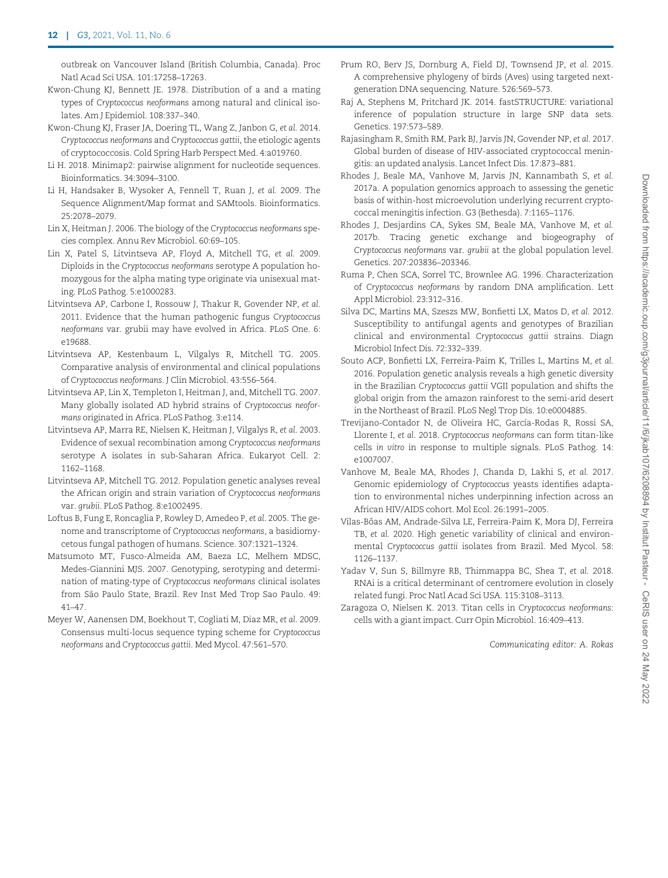outbreak on Vancouver Island (British Columbia, Canada). Proc Natl Acad Sci USA. 101:17258–17263.

Kwon-Chung KJ, Bennett JE. 1978. Distribution of a and a mating types of *Cryptococcus neoformans* among natural and clinical isolates. Am J Epidemiol. 108:337–340.

Kwon-Chung KJ, Fraser JA, Doering TL, Wang Z, Janbon G, *et al.* 2014. *Cryptococcus neoformans* and *Cryptococcus gattii*, the etiologic agents of cryptococcosis. Cold Spring Harb Perspect Med. 4:a019760.

Li H. 2018. Minimap2: pairwise alignment for nucleotide sequences. Bioinformatics. 34:3094–3100.

Li H, Handsaker B, Wysoker A, Fennell T, Ruan J, *et al.* 2009. The Sequence Alignment/Map format and SAMtools. Bioinformatics. 25:2078–2079.

Lin X, Heitman J. 2006. The biology of the *Cryptococcus neoformans* species complex. Annu Rev Microbiol. 60:69–105.

Lin X, Patel S, Litvintseva AP, Floyd A, Mitchell TG, *et al.* 2009. Diploids in the *Cryptococcus neoformans* serotype A population homozygous for the alpha mating type originate via unisexual mating. PLoS Pathog. 5:e1000283.

Litvintseva AP, Carbone I, Rossouw J, Thakur R, Govender NP, *et al.* 2011. Evidence that the human pathogenic fungus *Cryptococcus neoformans* var. grubii may have evolved in Africa. PLoS One. 6: e19688.

Litvintseva AP, Kestenbaum L, Vilgalys R, Mitchell TG. 2005. Comparative analysis of environmental and clinical populations of *Cryptococcus neoformans*. J Clin Microbiol. 43:556–564.

Litvintseva AP, Lin X, Templeton I, Heitman J, and, Mitchell TG. 2007. Many globally isolated AD hybrid strains of *Cryptococcus neoformans* originated in Africa. PLoS Pathog. 3:e114.

Litvintseva AP, Marra RE, Nielsen K, Heitman J, Vilgalys R, *et al.* 2003. Evidence of sexual recombination among *Cryptococcus neoformans* serotype A isolates in sub-Saharan Africa. Eukaryot Cell. 2: 1162–1168.

Litvintseva AP, Mitchell TG. 2012. Population genetic analyses reveal the African origin and strain variation of *Cryptococcus neoformans* var. *grubii*. PLoS Pathog. 8:e1002495.

Loftus B, Fung E, Roncaglia P, Rowley D, Amedeo P, *et al.* 2005. The genome and transcriptome of *Cryptococcus neoformans*, a basidiomycetous fungal pathogen of humans. Science. 307:1321–1324.

Matsumoto MT, Fusco-Almeida AM, Baeza LC, Melhem MDSC, Medes-Giannini MJS. 2007. Genotyping, serotyping and determination of mating-type of *Cryptococcus neoformans* clinical isolates from São Paulo State, Brazil. Rev Inst Med Trop Sao Paulo. 49: 41–47.

Meyer W, Aanensen DM, Boekhout T, Cogliati M, Diaz MR, *et al.* 2009. Consensus multi-locus sequence typing scheme for *Cryptococcus neoformans* and *Cryptococcus gattii*. Med Mycol. 47:561–570.

Prum RO, Berv JS, Dornburg A, Field DJ, Townsend JP, *et al.* 2015. A comprehensive phylogeny of birds (Aves) using targeted next-generation DNA sequencing. Nature. 526:569–573.

Raj A, Stephens M, Pritchard JK. 2014. fastSTRUCTURE: variational inference of population structure in large SNP data sets. Genetics. 197:573–589.

Rajasingham R, Smith RM, Park BJ, Jarvis JN, Govender NP, *et al.* 2017. Global burden of disease of HIV-associated cryptococcal meningitis: an updated analysis. Lancet Infect Dis. 17:873–881.

Rhodes J, Beale MA, Vanhove M, Jarvis JN, Kannambath S, *et al.* 2017a. A population genomics approach to assessing the genetic basis of within-host microevolution underlying recurrent cryptococcal meningitis infection. G3 (Bethesda). 7:1165–1176.

Rhodes J, Desjardins CA, Sykes SM, Beale MA, Vanhove M, *et al.* 2017b. Tracing genetic exchange and biogeography of *Cryptococcus neoformans* var. *grubii* at the global population level. Genetics. 207:203836–203346.

Ruma P, Chen SCA, Sorrel TC, Brownlee AG. 1996. Characterization of *Cryptococcus neoformans* by random DNA amplification. Lett Appl Microbiol. 23:312–316.

Silva DC, Martins MA, Szeszs MW, Bonfietti LX, Matos D, *et al.* 2012. Susceptibility to antifungal agents and genotypes of Brazilian clinical and environmental *Cryptococcus gattii* strains. Diagn Microbiol Infect Dis. 72:332–339.

Souto ACP, Bonfietti LX, Ferreira-Paim K, Trilles L, Martins M, *et al.* 2016. Population genetic analysis reveals a high genetic diversity in the Brazilian *Cryptococcus gattii* VGII population and shifts the global origin from the amazon rainforest to the semi-arid desert in the Northeast of Brazil. PLoS Negl Trop Dis. 10:e0004885.

Trevijano-Contador N, de Oliveira HC, García-Rodas R, Rossi SA, Llorente I, *et al.* 2018. *Cryptococcus neoformans* can form titan-like cells *in vitro* in response to multiple signals. PLoS Pathog. 14: e1007007.

Vanhove M, Beale MA, Rhodes J, Chanda D, Lakhi S, *et al.* 2017. Genomic epidemiology of *Cryptococcus* yeasts identifies adaptation to environmental niches underpinning infection across an African HIV/AIDS cohort. Mol Ecol. 26:1991–2005.

Vilas-Bôas AM, Andrade-Silva LE, Ferreira-Paim K, Mora DJ, Ferreira TB, *et al.* 2020. High genetic variability of clinical and environmental *Cryptococcus gattii* isolates from Brazil. Med Mycol. 58: 1126–1137.

Yadav V, Sun S, Billmyre RB, Thimmappa BC, Shea T, *et al.* 2018. RNAi is a critical determinant of centromere evolution in closely related fungi. Proc Natl Acad Sci USA. 115:3108–3113.

Zaragoza O, Nielsen K. 2013. Titan cells in *Cryptococcus neoformans*: cells with a giant impact. Curr Opin Microbiol. 16:409–413.

*Communicating editor: A. Rokas*